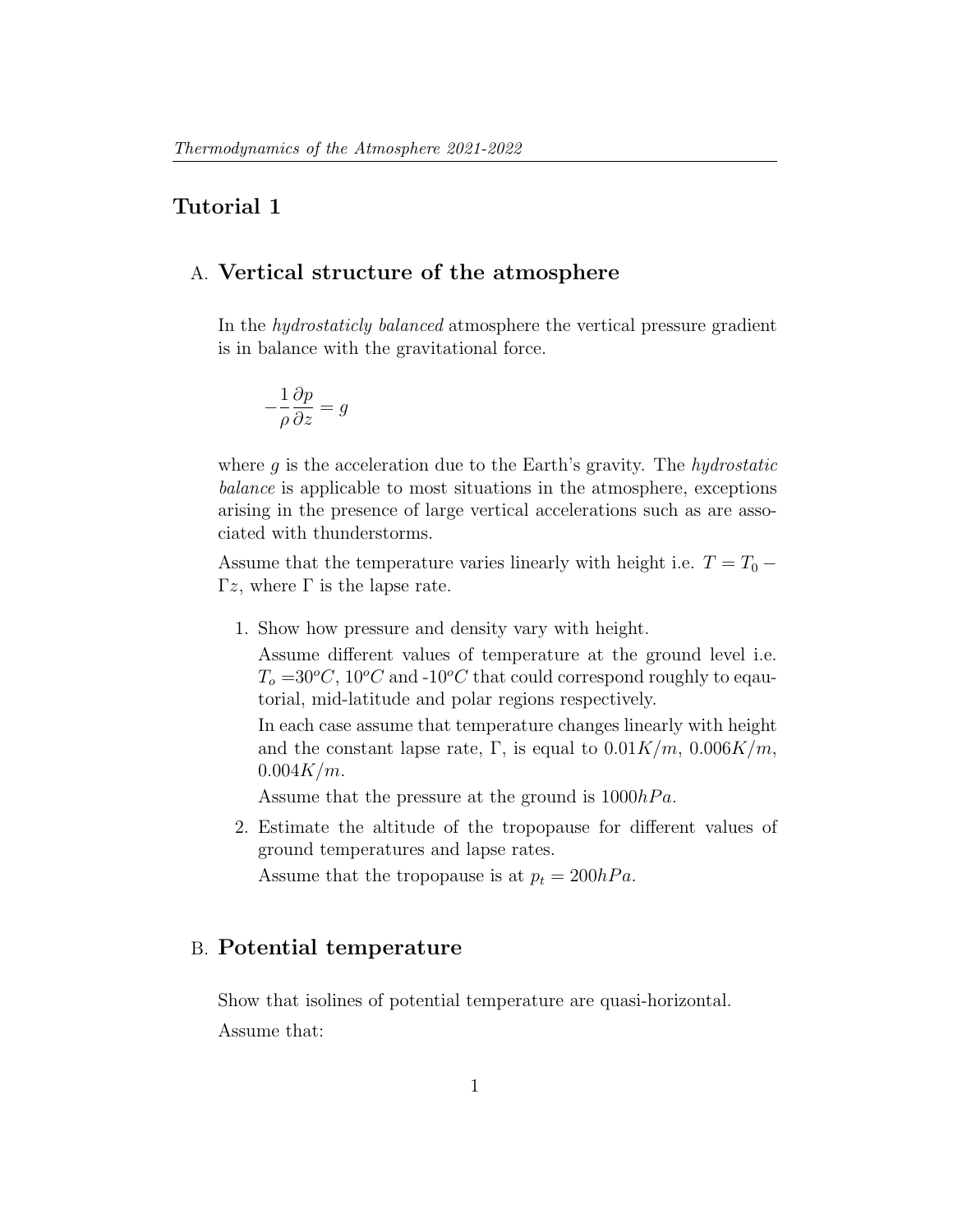# Tutorial 1

## A. Vertical structure of the atmosphere

In the *hydrostaticly balanced* atmosphere the vertical pressure gradient is in balance with the gravitational force.

$$-\frac{1}{\rho}\frac{\partial p}{\partial z} = g$$

where $g$ is the acceleration due to the Earth's gravity. The *hydrostatic balance* is applicable to most situations in the atmosphere, exceptions arising in the presence of large vertical accelerations such as are associated with thunderstorms.

Assume that the temperature varies linearly with height i.e. $T = T_0 - \Gamma z$, where $\Gamma$ is the lapse rate.

1. Show how pressure and density vary with height.

   Assume different values of temperature at the ground level i.e. $T_o = 30^oC$, $10^oC$ and $-10^oC$ that could correspond roughly to eqautorial, mid-latitude and polar regions respectively.

   In each case assume that temperature changes linearly with height and the constant lapse rate, $\Gamma$, is equal to $0.01K/m$, $0.006K/m$, $0.004K/m$.

   Assume that the pressure at the ground is $1000hPa$.

2. Estimate the altitude of the tropopause for different values of ground temperatures and lapse rates.

   Assume that the tropopause is at $p_t = 200hPa$.

## B. Potential temperature

Show that isolines of potential temperature are quasi-horizontal.

Assume that: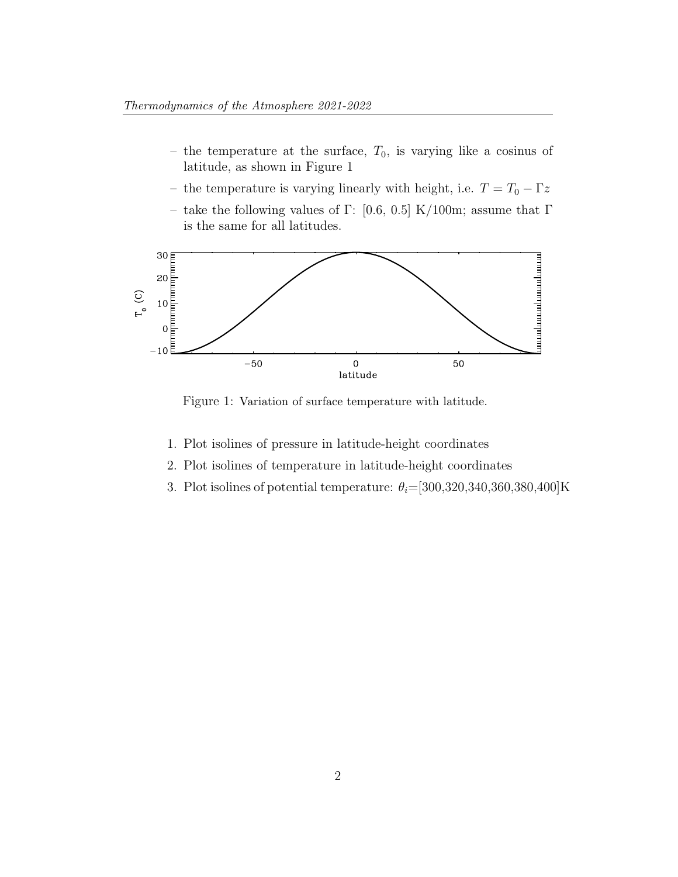- the temperature at the surface, $T_0$, is varying like a cosinus of latitude, as shown in Figure 1
- the temperature is varying linearly with height, i.e. $T = T_0 - \Gamma z$
- take the following values of $\Gamma$: [0.6, 0.5] K/100m; assume that $\Gamma$ is the same for all latitudes.

30
20
10
0
−10
$T_0$ (C)
−50
0
50
latitude

Figure 1: Variation of surface temperature with latitude.

1. Plot isolines of pressure in latitude-height coordinates
2. Plot isolines of temperature in latitude-height coordinates
3. Plot isolines of potential temperature: $\theta_i$=[300,320,340,360,380,400]K